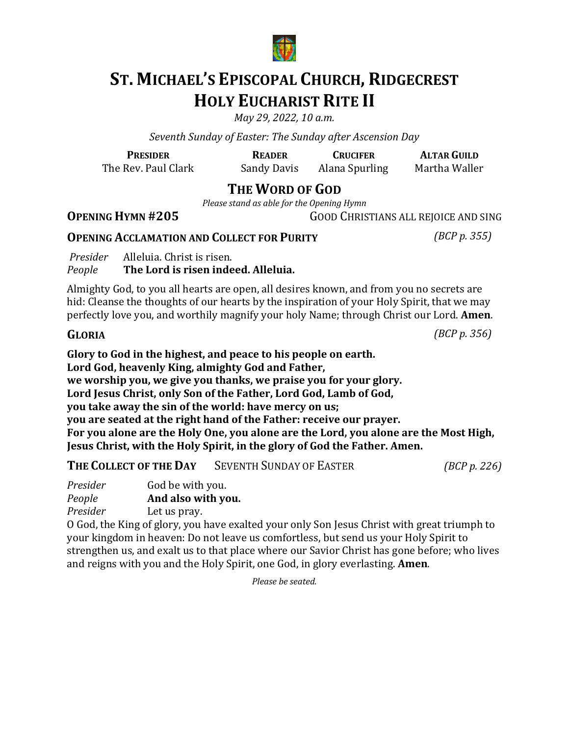# ST. MICHAEL'S EPISCOPAL CHURCH, RIDGECREST
# HOLY EUCHARIST RITE II

*May 29, 2022, 10 a.m.*

*Seventh Sunday of Easter: The Sunday after Ascension Day*

| PRESIDER | READER | CRUCIFER | ALTAR GUILD |
|---|---|---|---|
| The Rev. Paul Clark | Sandy Davis | Alana Spurling | Martha Waller |

## THE WORD OF GOD

*Please stand as able for the Opening Hymn*

**OPENING HYMN #205** GOOD CHRISTIANS ALL REJOICE AND SING

**OPENING ACCLAMATION AND COLLECT FOR PURITY** *(BCP p. 355)*

*Presider* Alleluia. Christ is risen.
*People* **The Lord is risen indeed. Alleluia.**

Almighty God, to you all hearts are open, all desires known, and from you no secrets are hid: Cleanse the thoughts of our hearts by the inspiration of your Holy Spirit, that we may perfectly love you, and worthily magnify your holy Name; through Christ our Lord. **Amen**.

**GLORIA** *(BCP p. 356)*

**Glory to God in the highest, and peace to his people on earth.**
**Lord God, heavenly King, almighty God and Father,**
**we worship you, we give you thanks, we praise you for your glory.**
**Lord Jesus Christ, only Son of the Father, Lord God, Lamb of God,**
**you take away the sin of the world: have mercy on us;**
**you are seated at the right hand of the Father: receive our prayer.**
**For you alone are the Holy One, you alone are the Lord, you alone are the Most High,**
**Jesus Christ, with the Holy Spirit, in the glory of God the Father. Amen.**

**THE COLLECT OF THE DAY** SEVENTH SUNDAY OF EASTER *(BCP p. 226)*

*Presider* God be with you.
*People* **And also with you.**
*Presider* Let us pray.

O God, the King of glory, you have exalted your only Son Jesus Christ with great triumph to your kingdom in heaven: Do not leave us comfortless, but send us your Holy Spirit to strengthen us, and exalt us to that place where our Savior Christ has gone before; who lives and reigns with you and the Holy Spirit, one God, in glory everlasting. **Amen**.

*Please be seated.*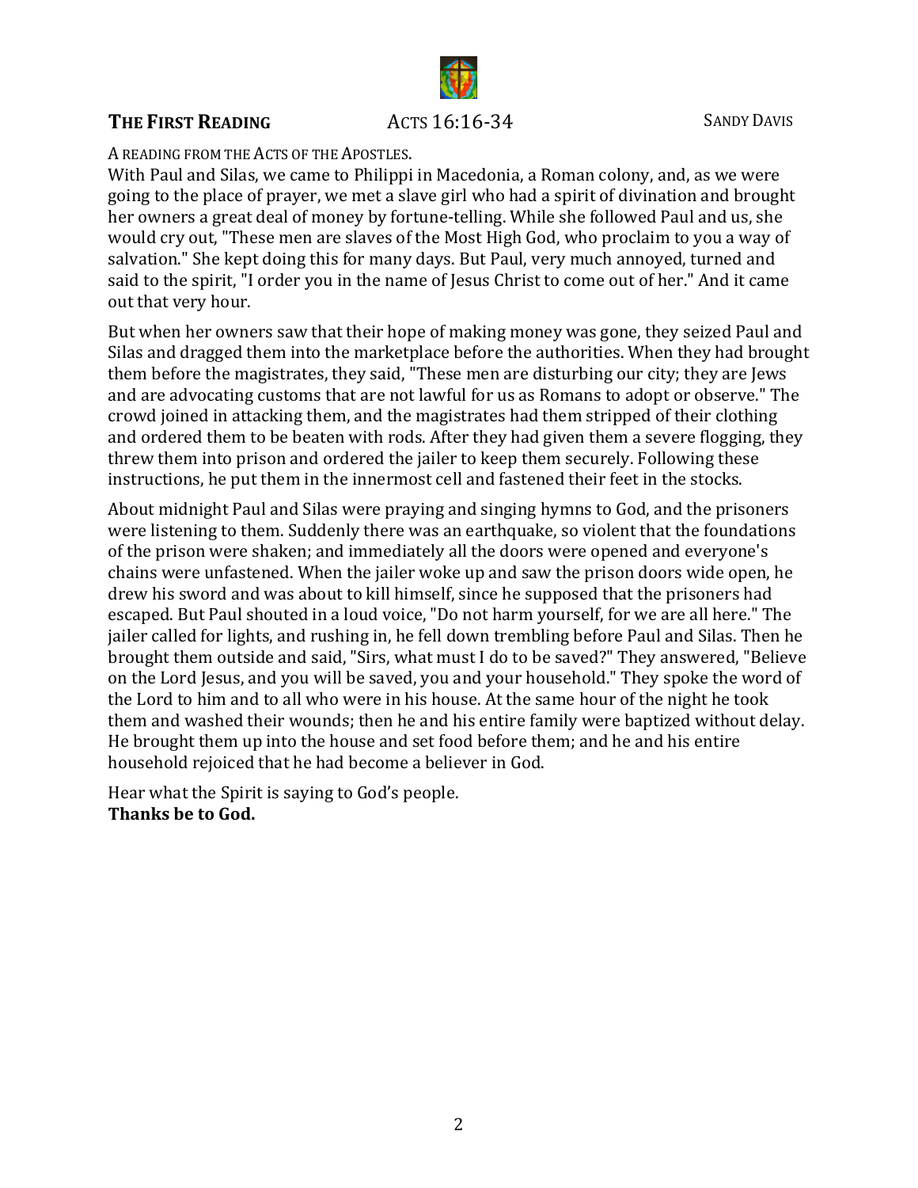**THE FIRST READING** ACTS 16:16-34 SANDY DAVIS

A READING FROM THE ACTS OF THE APOSTLES.

With Paul and Silas, we came to Philippi in Macedonia, a Roman colony, and, as we were going to the place of prayer, we met a slave girl who had a spirit of divination and brought her owners a great deal of money by fortune-telling. While she followed Paul and us, she would cry out, "These men are slaves of the Most High God, who proclaim to you a way of salvation." She kept doing this for many days. But Paul, very much annoyed, turned and said to the spirit, "I order you in the name of Jesus Christ to come out of her." And it came out that very hour.

But when her owners saw that their hope of making money was gone, they seized Paul and Silas and dragged them into the marketplace before the authorities. When they had brought them before the magistrates, they said, "These men are disturbing our city; they are Jews and are advocating customs that are not lawful for us as Romans to adopt or observe." The crowd joined in attacking them, and the magistrates had them stripped of their clothing and ordered them to be beaten with rods. After they had given them a severe flogging, they threw them into prison and ordered the jailer to keep them securely. Following these instructions, he put them in the innermost cell and fastened their feet in the stocks.

About midnight Paul and Silas were praying and singing hymns to God, and the prisoners were listening to them. Suddenly there was an earthquake, so violent that the foundations of the prison were shaken; and immediately all the doors were opened and everyone's chains were unfastened. When the jailer woke up and saw the prison doors wide open, he drew his sword and was about to kill himself, since he supposed that the prisoners had escaped. But Paul shouted in a loud voice, "Do not harm yourself, for we are all here." The jailer called for lights, and rushing in, he fell down trembling before Paul and Silas. Then he brought them outside and said, "Sirs, what must I do to be saved?" They answered, "Believe on the Lord Jesus, and you will be saved, you and your household." They spoke the word of the Lord to him and to all who were in his house. At the same hour of the night he took them and washed their wounds; then he and his entire family were baptized without delay. He brought them up into the house and set food before them; and he and his entire household rejoiced that he had become a believer in God.

Hear what the Spirit is saying to God's people.
**Thanks be to God.**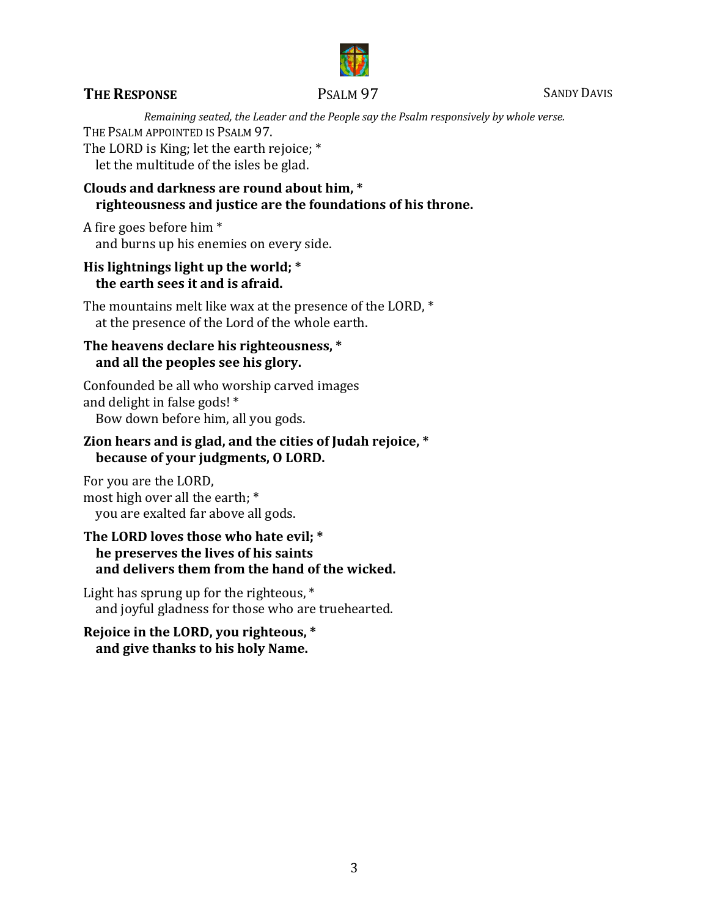**THE RESPONSE** PSALM 97 SANDY DAVIS

*Remaining seated, the Leader and the People say the Psalm responsively by whole verse.*

THE PSALM APPOINTED IS PSALM 97.

The LORD is King; let the earth rejoice; *
 let the multitude of the isles be glad.

**Clouds and darkness are round about him, ***
 **righteousness and justice are the foundations of his throne.**

A fire goes before him *
 and burns up his enemies on every side.

**His lightnings light up the world; ***
 **the earth sees it and is afraid.**

The mountains melt like wax at the presence of the LORD, *
 at the presence of the Lord of the whole earth.

**The heavens declare his righteousness, ***
 **and all the peoples see his glory.**

Confounded be all who worship carved images
and delight in false gods! *
 Bow down before him, all you gods.

**Zion hears and is glad, and the cities of Judah rejoice, ***
 **because of your judgments, O LORD.**

For you are the LORD,
most high over all the earth; *
 you are exalted far above all gods.

**The LORD loves those who hate evil; ***
 **he preserves the lives of his saints**
 **and delivers them from the hand of the wicked.**

Light has sprung up for the righteous, *
 and joyful gladness for those who are truehearted.

**Rejoice in the LORD, you righteous, ***
 **and give thanks to his holy Name.**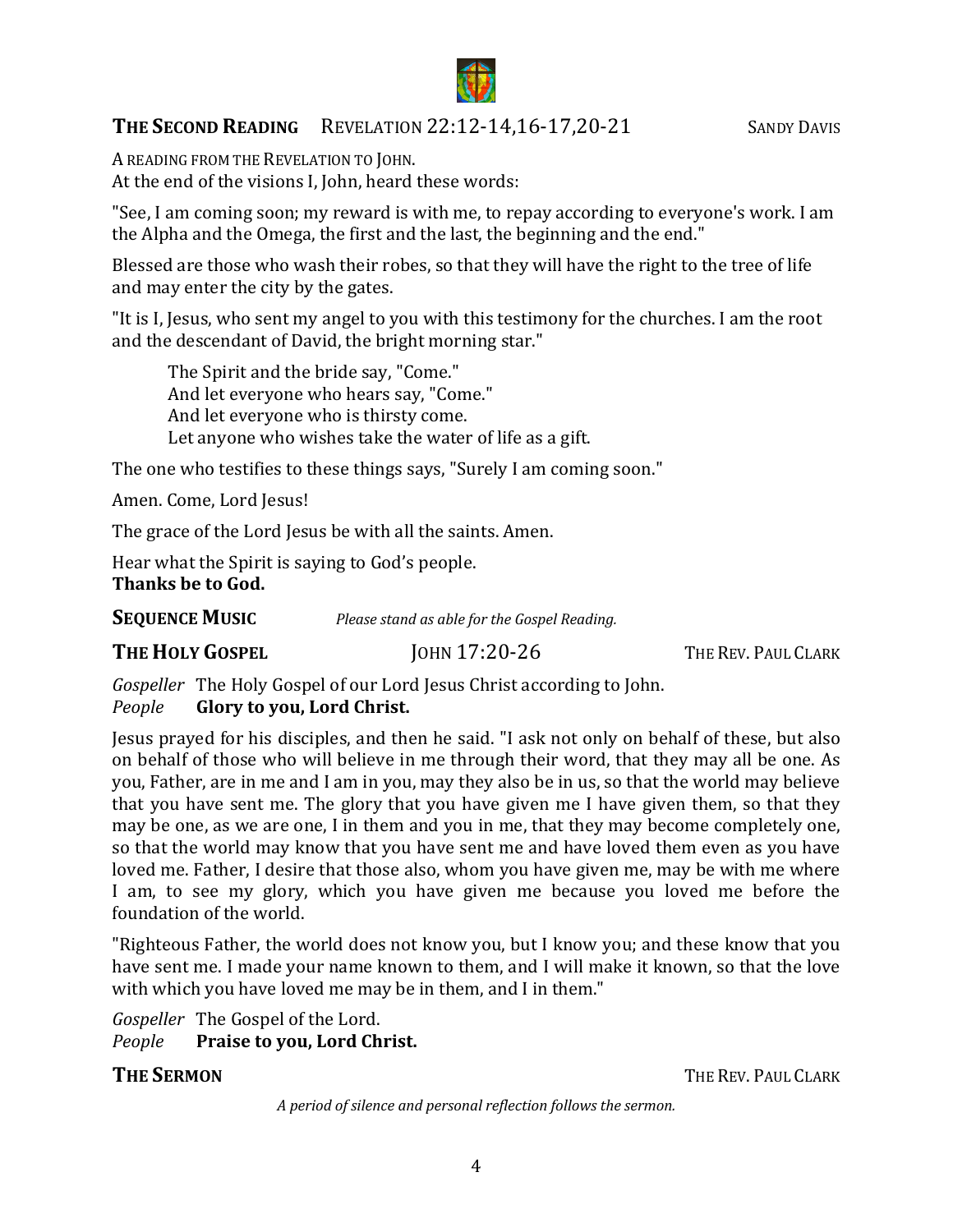**THE SECOND READING** REVELATION 22:12-14,16-17,20-21 SANDY DAVIS

A READING FROM THE REVELATION TO JOHN.
At the end of the visions I, John, heard these words:

"See, I am coming soon; my reward is with me, to repay according to everyone's work. I am the Alpha and the Omega, the first and the last, the beginning and the end."

Blessed are those who wash their robes, so that they will have the right to the tree of life and may enter the city by the gates.

"It is I, Jesus, who sent my angel to you with this testimony for the churches. I am the root and the descendant of David, the bright morning star."

> The Spirit and the bride say, "Come."
> And let everyone who hears say, "Come."
> And let everyone who is thirsty come.
> Let anyone who wishes take the water of life as a gift.

The one who testifies to these things says, "Surely I am coming soon."

Amen. Come, Lord Jesus!

The grace of the Lord Jesus be with all the saints. Amen.

Hear what the Spirit is saying to God's people.
**Thanks be to God.**

**SEQUENCE MUSIC** *Please stand as able for the Gospel Reading.*

**THE HOLY GOSPEL** JOHN 17:20-26 THE REV. PAUL CLARK

*Gospeller* The Holy Gospel of our Lord Jesus Christ according to John.
*People* **Glory to you, Lord Christ.**

Jesus prayed for his disciples, and then he said. "I ask not only on behalf of these, but also on behalf of those who will believe in me through their word, that they may all be one. As you, Father, are in me and I am in you, may they also be in us, so that the world may believe that you have sent me. The glory that you have given me I have given them, so that they may be one, as we are one, I in them and you in me, that they may become completely one, so that the world may know that you have sent me and have loved them even as you have loved me. Father, I desire that those also, whom you have given me, may be with me where I am, to see my glory, which you have given me because you loved me before the foundation of the world.

"Righteous Father, the world does not know you, but I know you; and these know that you have sent me. I made your name known to them, and I will make it known, so that the love with which you have loved me may be in them, and I in them."

*Gospeller* The Gospel of the Lord.
*People* **Praise to you, Lord Christ.**

**THE SERMON** THE REV. PAUL CLARK

*A period of silence and personal reflection follows the sermon.*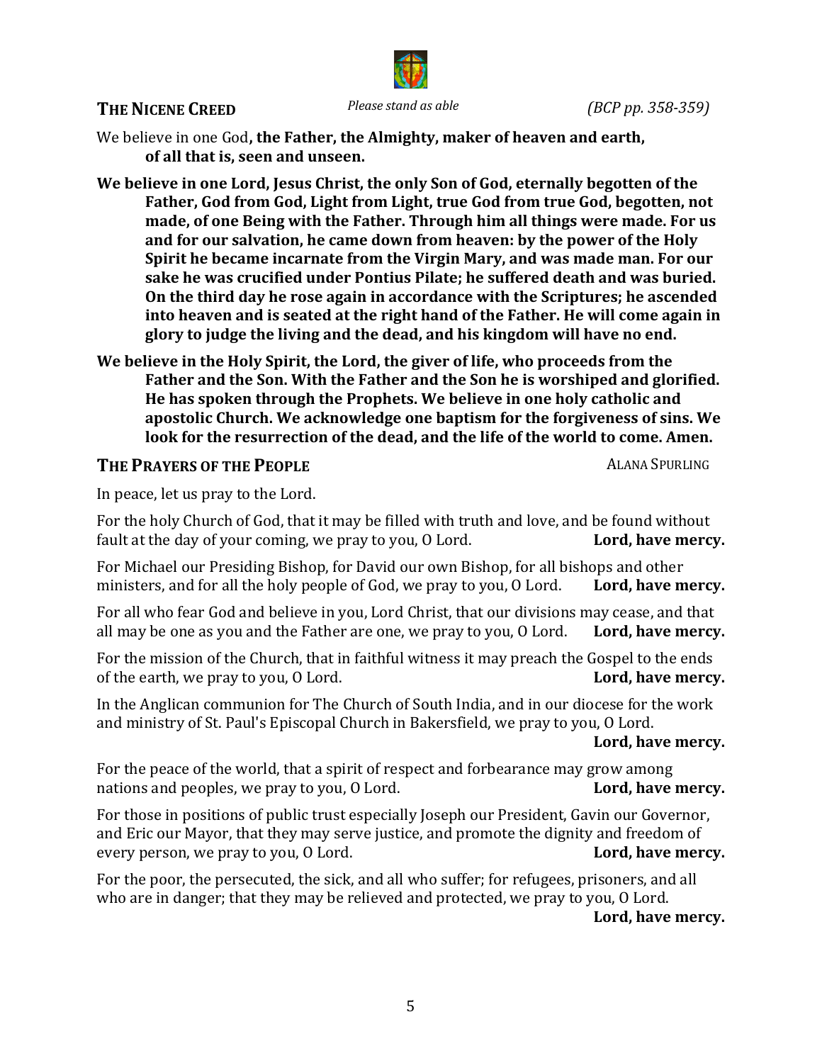## THE NICENE CREED

*Please stand as able* *(BCP pp. 358-359)*

We believe in one God**, the Father, the Almighty, maker of heaven and earth, of all that is, seen and unseen.**

**We believe in one Lord, Jesus Christ, the only Son of God, eternally begotten of the Father, God from God, Light from Light, true God from true God, begotten, not made, of one Being with the Father. Through him all things were made. For us and for our salvation, he came down from heaven: by the power of the Holy Spirit he became incarnate from the Virgin Mary, and was made man. For our sake he was crucified under Pontius Pilate; he suffered death and was buried. On the third day he rose again in accordance with the Scriptures; he ascended into heaven and is seated at the right hand of the Father. He will come again in glory to judge the living and the dead, and his kingdom will have no end.**

**We believe in the Holy Spirit, the Lord, the giver of life, who proceeds from the Father and the Son. With the Father and the Son he is worshiped and glorified. He has spoken through the Prophets. We believe in one holy catholic and apostolic Church. We acknowledge one baptism for the forgiveness of sins. We look for the resurrection of the dead, and the life of the world to come. Amen.**

## THE PRAYERS OF THE PEOPLE

ALANA SPURLING

In peace, let us pray to the Lord.

For the holy Church of God, that it may be filled with truth and love, and be found without fault at the day of your coming, we pray to you, O Lord. **Lord, have mercy.**

For Michael our Presiding Bishop, for David our own Bishop, for all bishops and other ministers, and for all the holy people of God, we pray to you, O Lord. **Lord, have mercy.**

For all who fear God and believe in you, Lord Christ, that our divisions may cease, and that all may be one as you and the Father are one, we pray to you, O Lord. **Lord, have mercy.**

For the mission of the Church, that in faithful witness it may preach the Gospel to the ends of the earth, we pray to you, O Lord. **Lord, have mercy.**

In the Anglican communion for The Church of South India, and in our diocese for the work and ministry of St. Paul's Episcopal Church in Bakersfield, we pray to you, O Lord. **Lord, have mercy.**

For the peace of the world, that a spirit of respect and forbearance may grow among nations and peoples, we pray to you, O Lord. **Lord, have mercy.**

For those in positions of public trust especially Joseph our President, Gavin our Governor, and Eric our Mayor, that they may serve justice, and promote the dignity and freedom of every person, we pray to you, O Lord. **Lord, have mercy.**

For the poor, the persecuted, the sick, and all who suffer; for refugees, prisoners, and all who are in danger; that they may be relieved and protected, we pray to you, O Lord. **Lord, have mercy.**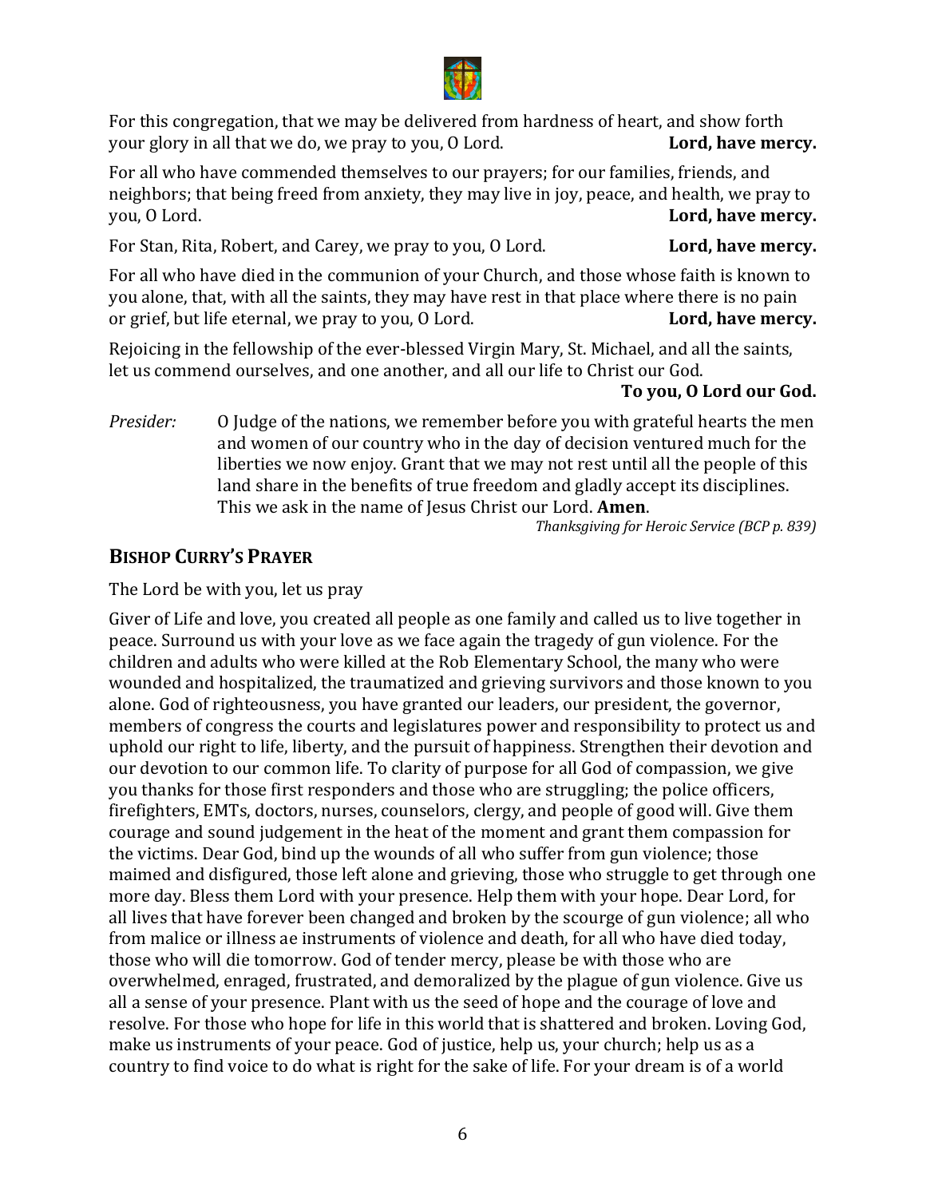For this congregation, that we may be delivered from hardness of heart, and show forth your glory in all that we do, we pray to you, O Lord. **Lord, have mercy.**

For all who have commended themselves to our prayers; for our families, friends, and neighbors; that being freed from anxiety, they may live in joy, peace, and health, we pray to you, O Lord. **Lord, have mercy.**

For Stan, Rita, Robert, and Carey, we pray to you, O Lord. **Lord, have mercy.**

For all who have died in the communion of your Church, and those whose faith is known to you alone, that, with all the saints, they may have rest in that place where there is no pain or grief, but life eternal, we pray to you, O Lord. **Lord, have mercy.**

Rejoicing in the fellowship of the ever-blessed Virgin Mary, St. Michael, and all the saints, let us commend ourselves, and one another, and all our life to Christ our God.

**To you, O Lord our God.**

*Presider:* O Judge of the nations, we remember before you with grateful hearts the men and women of our country who in the day of decision ventured much for the liberties we now enjoy. Grant that we may not rest until all the people of this land share in the benefits of true freedom and gladly accept its disciplines. This we ask in the name of Jesus Christ our Lord. **Amen**.

*Thanksgiving for Heroic Service (BCP p. 839)*

## Bishop Curry's Prayer

The Lord be with you, let us pray

Giver of Life and love, you created all people as one family and called us to live together in peace. Surround us with your love as we face again the tragedy of gun violence. For the children and adults who were killed at the Rob Elementary School, the many who were wounded and hospitalized, the traumatized and grieving survivors and those known to you alone. God of righteousness, you have granted our leaders, our president, the governor, members of congress the courts and legislatures power and responsibility to protect us and uphold our right to life, liberty, and the pursuit of happiness. Strengthen their devotion and our devotion to our common life. To clarity of purpose for all God of compassion, we give you thanks for those first responders and those who are struggling; the police officers, firefighters, EMTs, doctors, nurses, counselors, clergy, and people of good will. Give them courage and sound judgement in the heat of the moment and grant them compassion for the victims. Dear God, bind up the wounds of all who suffer from gun violence; those maimed and disfigured, those left alone and grieving, those who struggle to get through one more day. Bless them Lord with your presence. Help them with your hope. Dear Lord, for all lives that have forever been changed and broken by the scourge of gun violence; all who from malice or illness ae instruments of violence and death, for all who have died today, those who will die tomorrow. God of tender mercy, please be with those who are overwhelmed, enraged, frustrated, and demoralized by the plague of gun violence. Give us all a sense of your presence. Plant with us the seed of hope and the courage of love and resolve. For those who hope for life in this world that is shattered and broken. Loving God, make us instruments of your peace. God of justice, help us, your church; help us as a country to find voice to do what is right for the sake of life. For your dream is of a world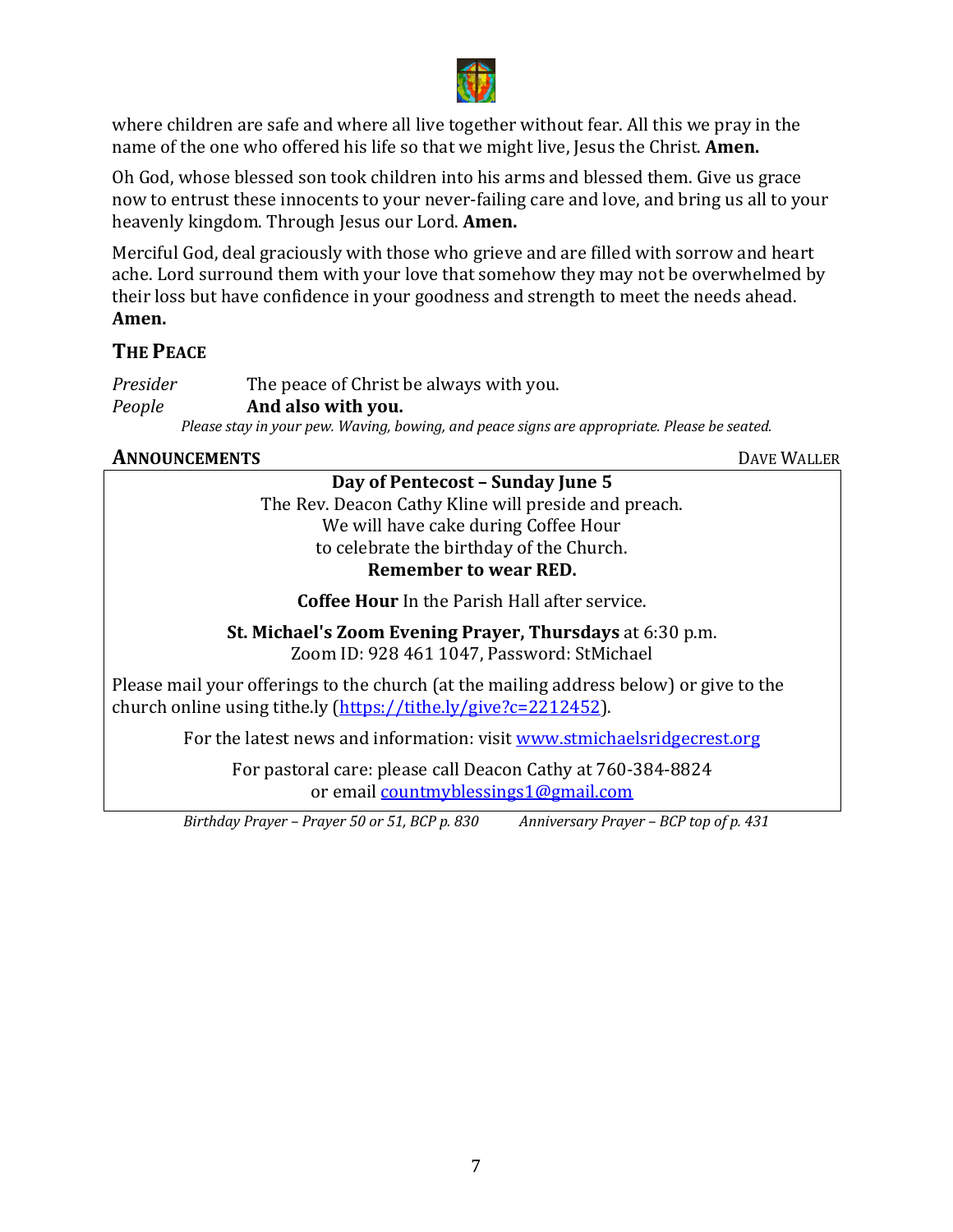where children are safe and where all live together without fear. All this we pray in the name of the one who offered his life so that we might live, Jesus the Christ. **Amen.**

Oh God, whose blessed son took children into his arms and blessed them. Give us grace now to entrust these innocents to your never-failing care and love, and bring us all to your heavenly kingdom. Through Jesus our Lord. **Amen.**

Merciful God, deal graciously with those who grieve and are filled with sorrow and heart ache. Lord surround them with your love that somehow they may not be overwhelmed by their loss but have confidence in your goodness and strength to meet the needs ahead. **Amen.**

### THE PEACE

*Presider* The peace of Christ be always with you.
*People* **And also with you.**

*Please stay in your pew. Waving, bowing, and peace signs are appropriate. Please be seated.*

### ANNOUNCEMENTS — DAVE WALLER

**Day of Pentecost – Sunday June 5**
The Rev. Deacon Cathy Kline will preside and preach.
We will have cake during Coffee Hour
to celebrate the birthday of the Church.
**Remember to wear RED.**

**Coffee Hour** In the Parish Hall after service.

**St. Michael's Zoom Evening Prayer, Thursdays** at 6:30 p.m.
Zoom ID: 928 461 1047, Password: StMichael

Please mail your offerings to the church (at the mailing address below) or give to the church online using tithe.ly (https://tithe.ly/give?c=2212452).

For the latest news and information: visit www.stmichaelsridgecrest.org

For pastoral care: please call Deacon Cathy at 760-384-8824
or email countmyblessings1@gmail.com

*Birthday Prayer – Prayer 50 or 51, BCP p. 830 Anniversary Prayer – BCP top of p. 431*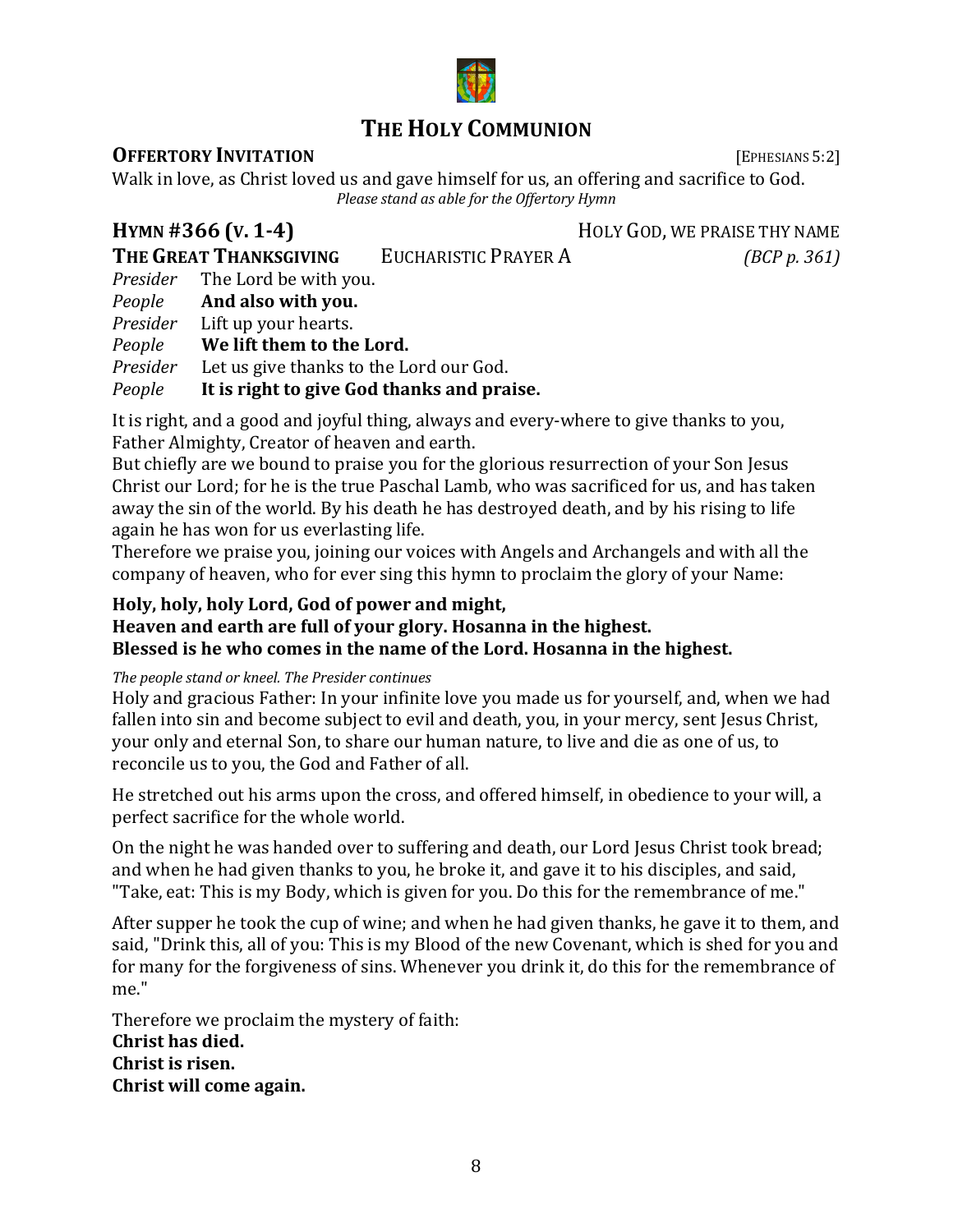# THE HOLY COMMUNION

**OFFERTORY INVITATION** [EPHESIANS 5:2]

Walk in love, as Christ loved us and gave himself for us, an offering and sacrifice to God.

*Please stand as able for the Offertory Hymn*

## HYMN #366 (V. 1-4) HOLY GOD, WE PRAISE THY NAME

**THE GREAT THANKSGIVING** EUCHARISTIC PRAYER A *(BCP p. 361)*

*Presider* The Lord be with you.
*People* **And also with you.**
*Presider* Lift up your hearts.
*People* **We lift them to the Lord.**
*Presider* Let us give thanks to the Lord our God.
*People* **It is right to give God thanks and praise.**

It is right, and a good and joyful thing, always and every-where to give thanks to you, Father Almighty, Creator of heaven and earth.
But chiefly are we bound to praise you for the glorious resurrection of your Son Jesus Christ our Lord; for he is the true Paschal Lamb, who was sacrificed for us, and has taken away the sin of the world. By his death he has destroyed death, and by his rising to life again he has won for us everlasting life.
Therefore we praise you, joining our voices with Angels and Archangels and with all the company of heaven, who for ever sing this hymn to proclaim the glory of your Name:

**Holy, holy, holy Lord, God of power and might,**
**Heaven and earth are full of your glory. Hosanna in the highest.**
**Blessed is he who comes in the name of the Lord. Hosanna in the highest.**

*The people stand or kneel. The Presider continues*

Holy and gracious Father: In your infinite love you made us for yourself, and, when we had fallen into sin and become subject to evil and death, you, in your mercy, sent Jesus Christ, your only and eternal Son, to share our human nature, to live and die as one of us, to reconcile us to you, the God and Father of all.

He stretched out his arms upon the cross, and offered himself, in obedience to your will, a perfect sacrifice for the whole world.

On the night he was handed over to suffering and death, our Lord Jesus Christ took bread; and when he had given thanks to you, he broke it, and gave it to his disciples, and said, "Take, eat: This is my Body, which is given for you. Do this for the remembrance of me."

After supper he took the cup of wine; and when he had given thanks, he gave it to them, and said, "Drink this, all of you: This is my Blood of the new Covenant, which is shed for you and for many for the forgiveness of sins. Whenever you drink it, do this for the remembrance of me."

Therefore we proclaim the mystery of faith:
**Christ has died.**
**Christ is risen.**
**Christ will come again.**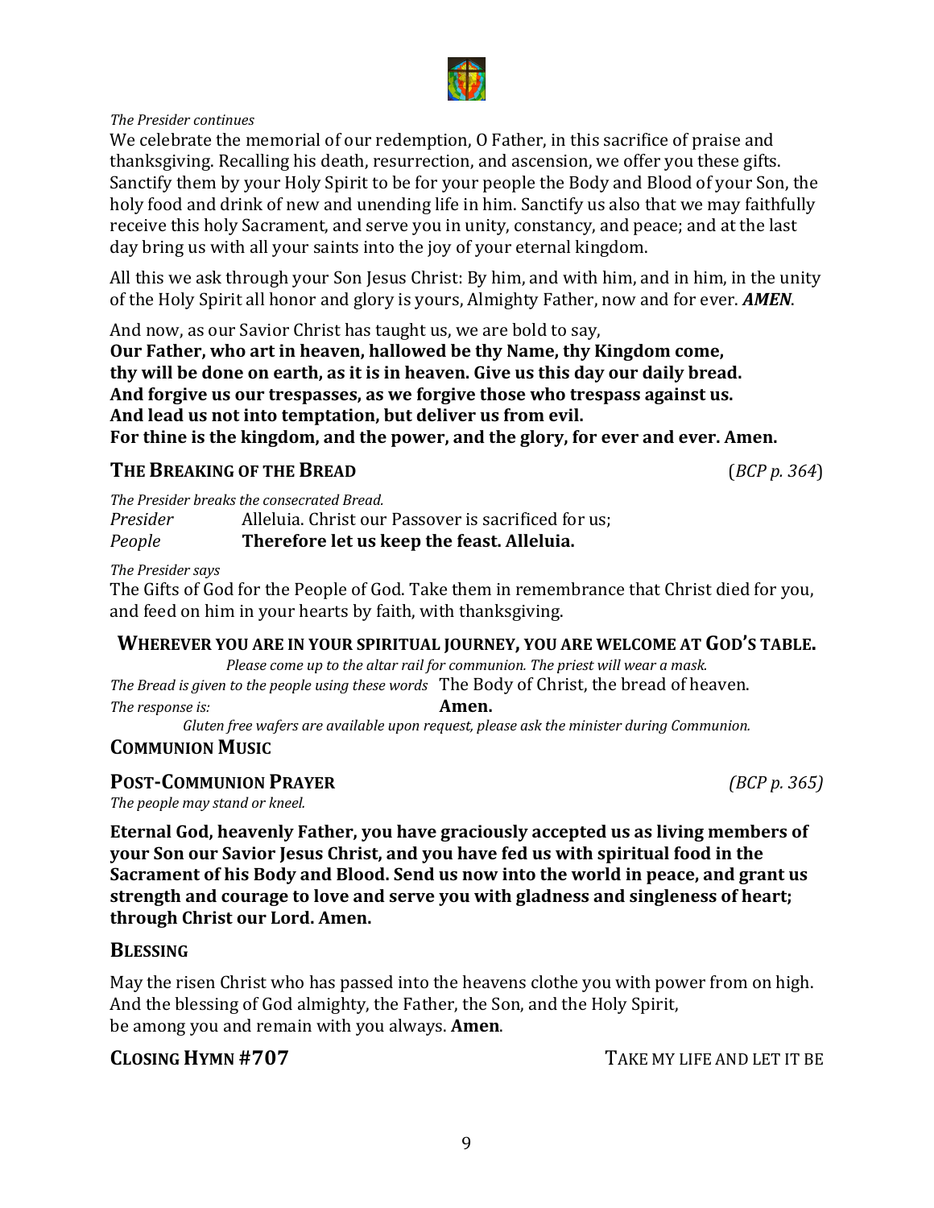*The Presider continues*

We celebrate the memorial of our redemption, O Father, in this sacrifice of praise and thanksgiving. Recalling his death, resurrection, and ascension, we offer you these gifts. Sanctify them by your Holy Spirit to be for your people the Body and Blood of your Son, the holy food and drink of new and unending life in him. Sanctify us also that we may faithfully receive this holy Sacrament, and serve you in unity, constancy, and peace; and at the last day bring us with all your saints into the joy of your eternal kingdom.

All this we ask through your Son Jesus Christ: By him, and with him, and in him, in the unity of the Holy Spirit all honor and glory is yours, Almighty Father, now and for ever. ***AMEN***.

And now, as our Savior Christ has taught us, we are bold to say,
**Our Father, who art in heaven, hallowed be thy Name, thy Kingdom come,**
**thy will be done on earth, as it is in heaven. Give us this day our daily bread.**
**And forgive us our trespasses, as we forgive those who trespass against us.**
**And lead us not into temptation, but deliver us from evil.**
**For thine is the kingdom, and the power, and the glory, for ever and ever. Amen.**

## THE BREAKING OF THE BREAD (*BCP p. 364*)

*The Presider breaks the consecrated Bread.*

*Presider* Alleluia. Christ our Passover is sacrificed for us;
*People* **Therefore let us keep the feast. Alleluia.**

*The Presider says*

The Gifts of God for the People of God. Take them in remembrance that Christ died for you, and feed on him in your hearts by faith, with thanksgiving.

**WHEREVER YOU ARE IN YOUR SPIRITUAL JOURNEY, YOU ARE WELCOME AT GOD'S TABLE.**

*Please come up to the altar rail for communion. The priest will wear a mask.*

*The Bread is given to the people using these words* The Body of Christ, the bread of heaven.
*The response is:* **Amen.**

*Gluten free wafers are available upon request, please ask the minister during Communion.*

## COMMUNION MUSIC

## POST-COMMUNION PRAYER *(BCP p. 365)*

*The people may stand or kneel.*

**Eternal God, heavenly Father, you have graciously accepted us as living members of your Son our Savior Jesus Christ, and you have fed us with spiritual food in the Sacrament of his Body and Blood. Send us now into the world in peace, and grant us strength and courage to love and serve you with gladness and singleness of heart; through Christ our Lord. Amen.**

## BLESSING

May the risen Christ who has passed into the heavens clothe you with power from on high. And the blessing of God almighty, the Father, the Son, and the Holy Spirit, be among you and remain with you always. **Amen**.

## CLOSING HYMN #707 TAKE MY LIFE AND LET IT BE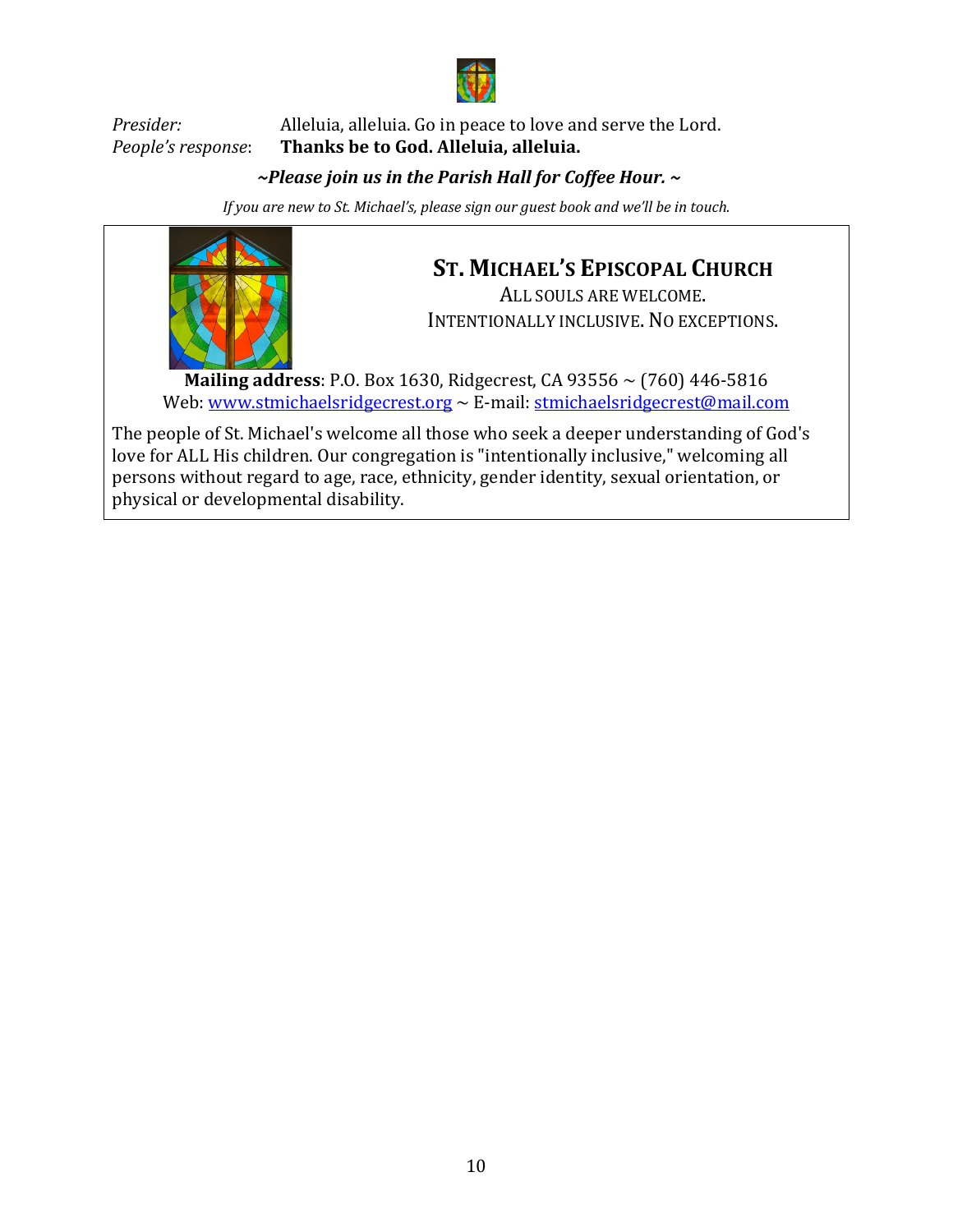*Presider:* Alleluia, alleluia. Go in peace to love and serve the Lord.
*People's response*: **Thanks be to God. Alleluia, alleluia.**

***~Please join us in the Parish Hall for Coffee Hour. ~***

*If you are new to St. Michael's, please sign our guest book and we'll be in touch.*

## ST. MICHAEL'S EPISCOPAL CHURCH

ALL SOULS ARE WELCOME.
INTENTIONALLY INCLUSIVE. NO EXCEPTIONS.

**Mailing address**: P.O. Box 1630, Ridgecrest, CA 93556 ~ (760) 446-5816
Web: www.stmichaelsridgecrest.org ~ E-mail: stmichaelsridgecrest@mail.com

The people of St. Michael's welcome all those who seek a deeper understanding of God's love for ALL His children. Our congregation is "intentionally inclusive," welcoming all persons without regard to age, race, ethnicity, gender identity, sexual orientation, or physical or developmental disability.